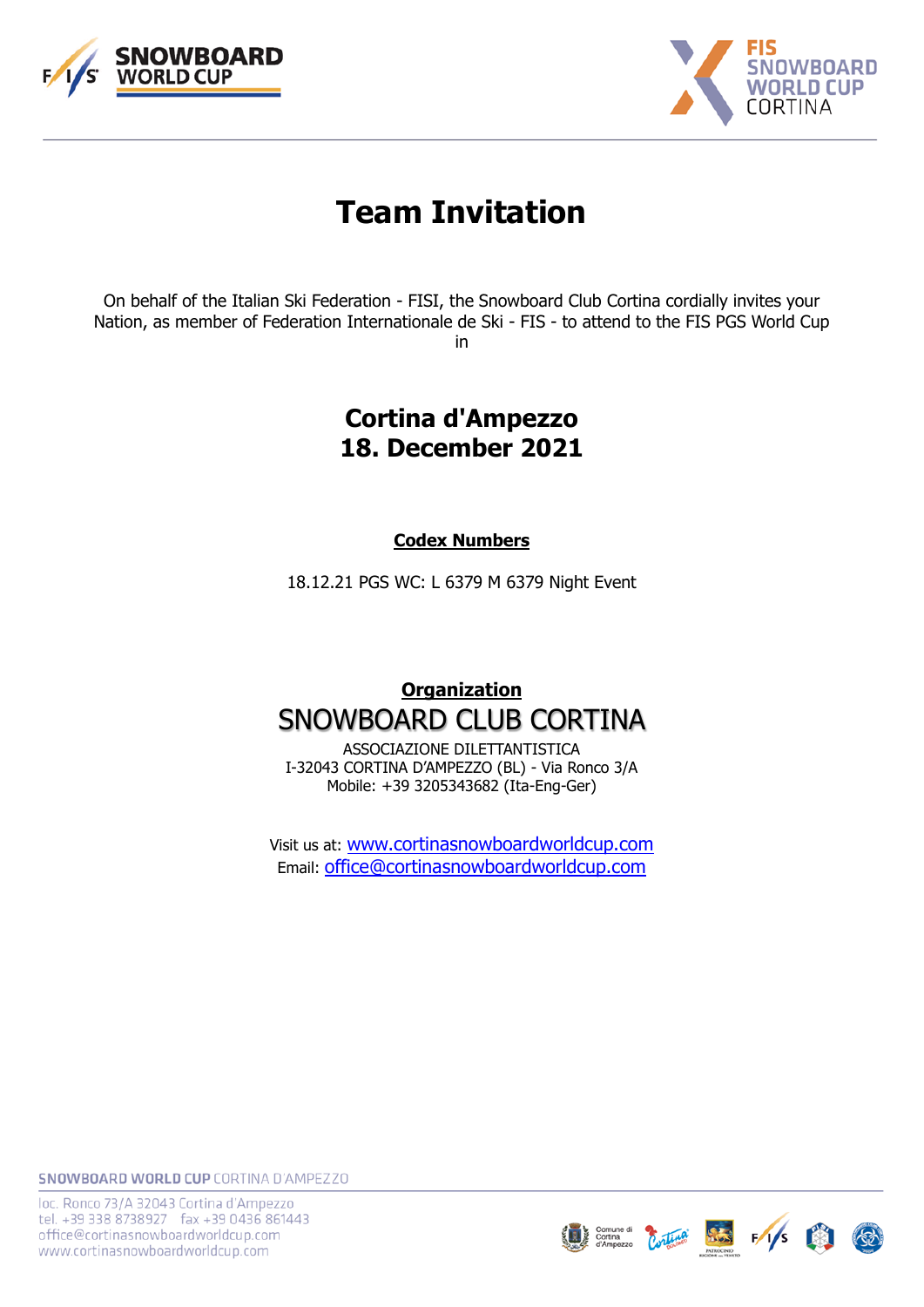# Team Invitation

On behalf of the Italian Ski Federation - FISI, the Snowboard Club Cortina cordially invites your Nation, as member of Federation Internationale de Ski - FIS - to attend to the FIS PGS World Cup in

## Cortina d'Ampezzo
## 18. December 2021

**Codex Numbers**

18.12.21 PGS WC: L 6379 M 6379 Night Event

**Organization**

## SNOWBOARD CLUB CORTINA

ASSOCIAZIONE DILETTANTISTICA
I-32043 CORTINA D'AMPEZZO (BL) - Via Ronco 3/A
Mobile: +39 3205343682 (Ita-Eng-Ger)

Visit us at: www.cortinasnowboardworldcup.com
Email: office@cortinasnowboardworldcup.com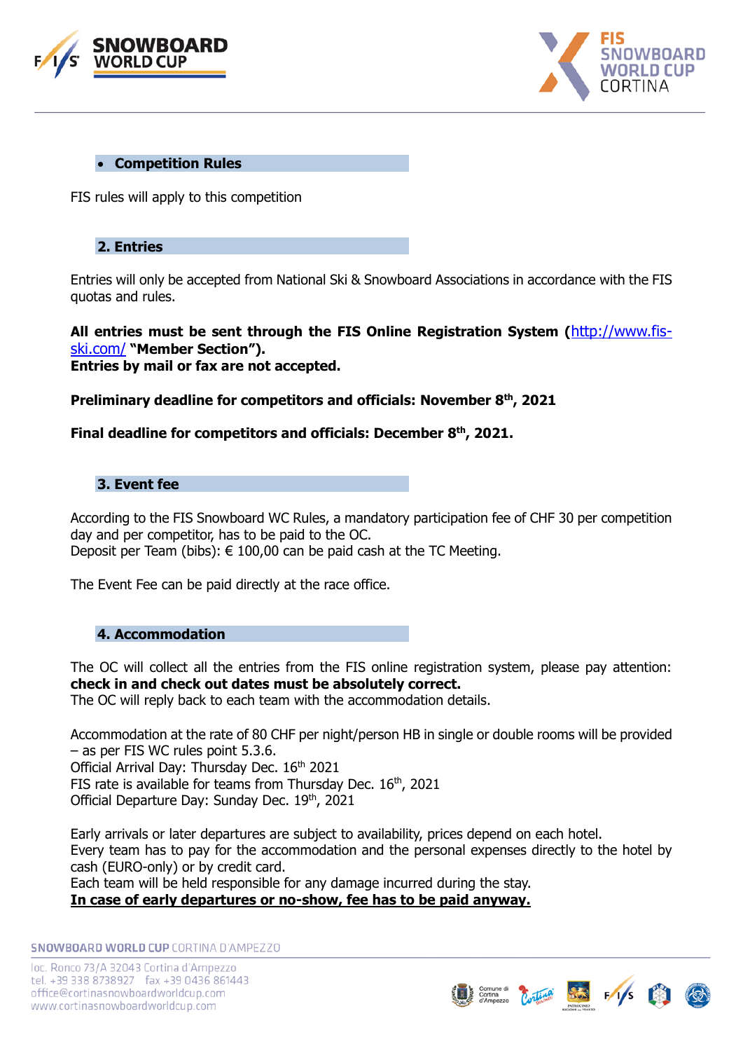- **Competition Rules**

FIS rules will apply to this competition

## 2. Entries

Entries will only be accepted from National Ski & Snowboard Associations in accordance with the FIS quotas and rules.

**All entries must be sent through the FIS Online Registration System ([http://www.fis-ski.com/](http://www.fis-ski.com/) "Member Section").**
**Entries by mail or fax are not accepted.**

**Preliminary deadline for competitors and officials: November 8th, 2021**

**Final deadline for competitors and officials: December 8th, 2021.**

## 3. Event fee

According to the FIS Snowboard WC Rules, a mandatory participation fee of CHF 30 per competition day and per competitor, has to be paid to the OC.
Deposit per Team (bibs): € 100,00 can be paid cash at the TC Meeting.

The Event Fee can be paid directly at the race office.

## 4. Accommodation

The OC will collect all the entries from the FIS online registration system, please pay attention: **check in and check out dates must be absolutely correct.**
The OC will reply back to each team with the accommodation details.

Accommodation at the rate of 80 CHF per night/person HB in single or double rooms will be provided – as per FIS WC rules point 5.3.6.
Official Arrival Day: Thursday Dec. 16th 2021
FIS rate is available for teams from Thursday Dec. 16th, 2021
Official Departure Day: Sunday Dec. 19th, 2021

Early arrivals or later departures are subject to availability, prices depend on each hotel.
Every team has to pay for the accommodation and the personal expenses directly to the hotel by cash (EURO-only) or by credit card.
Each team will be held responsible for any damage incurred during the stay.
**<u>In case of early departures or no-show, fee has to be paid anyway.</u>**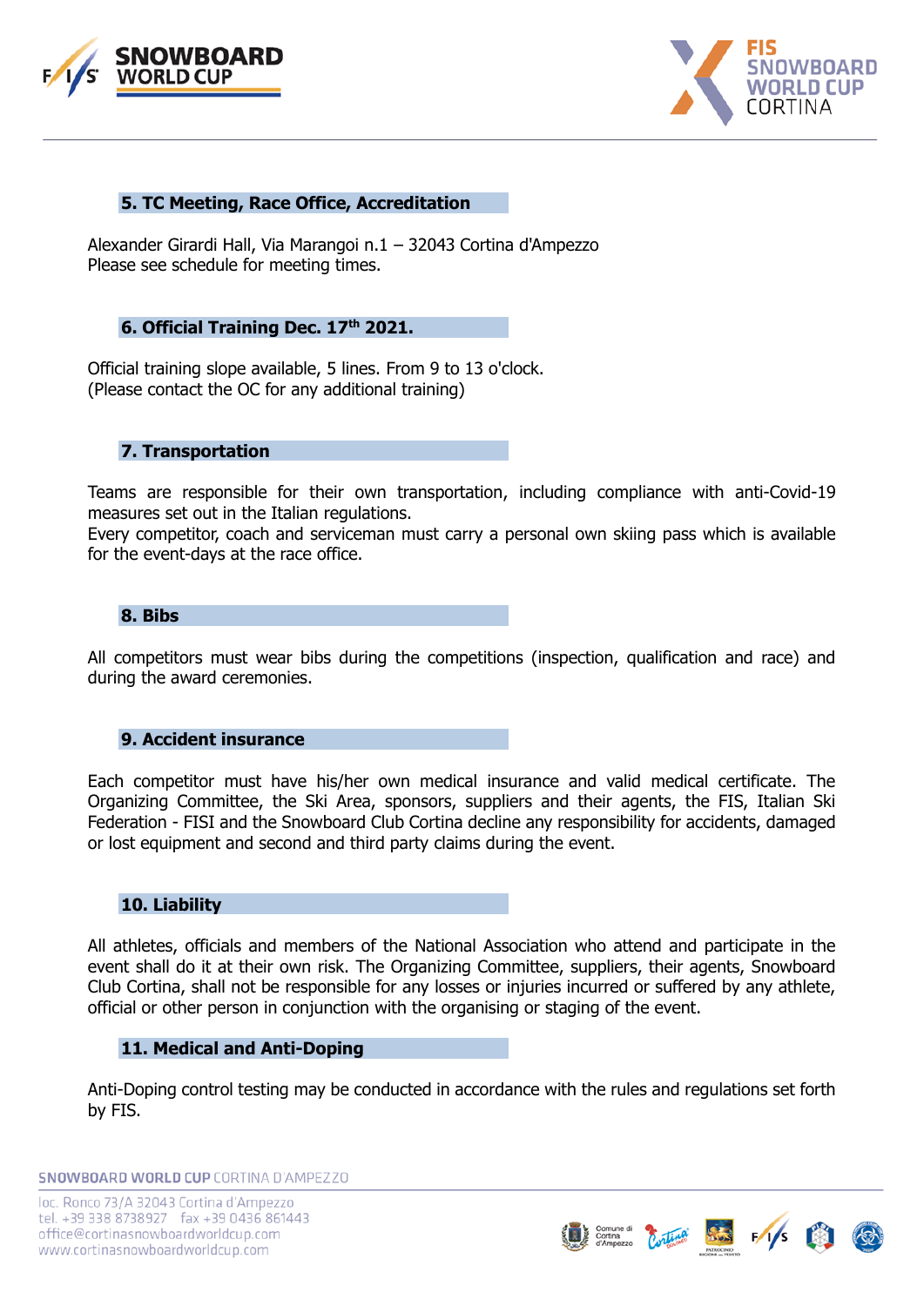## 5. TC Meeting, Race Office, Accreditation

Alexander Girardi Hall, Via Marangoi n.1 – 32043 Cortina d'Ampezzo
Please see schedule for meeting times.

## 6. Official Training Dec. 17th 2021.

Official training slope available, 5 lines. From 9 to 13 o'clock.
(Please contact the OC for any additional training)

## 7. Transportation

Teams are responsible for their own transportation, including compliance with anti-Covid-19 measures set out in the Italian regulations.
Every competitor, coach and serviceman must carry a personal own skiing pass which is available for the event-days at the race office.

## 8. Bibs

All competitors must wear bibs during the competitions (inspection, qualification and race) and during the award ceremonies.

## 9. Accident insurance

Each competitor must have his/her own medical insurance and valid medical certificate. The Organizing Committee, the Ski Area, sponsors, suppliers and their agents, the FIS, Italian Ski Federation - FISI and the Snowboard Club Cortina decline any responsibility for accidents, damaged or lost equipment and second and third party claims during the event.

## 10. Liability

All athletes, officials and members of the National Association who attend and participate in the event shall do it at their own risk. The Organizing Committee, suppliers, their agents, Snowboard Club Cortina, shall not be responsible for any losses or injuries incurred or suffered by any athlete, official or other person in conjunction with the organising or staging of the event.

## 11. Medical and Anti-Doping

Anti-Doping control testing may be conducted in accordance with the rules and regulations set forth by FIS.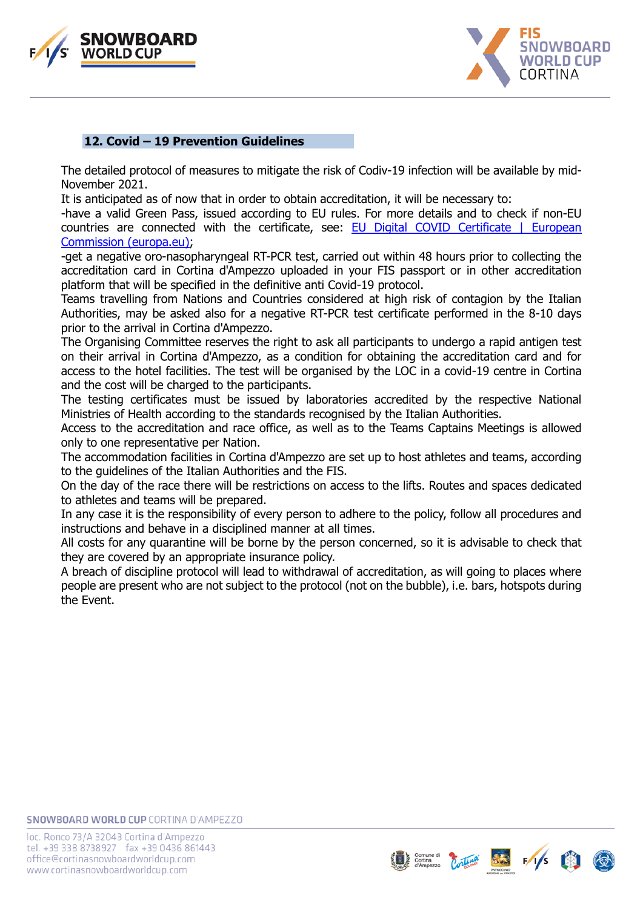## 12. Covid – 19 Prevention Guidelines

The detailed protocol of measures to mitigate the risk of Codiv-19 infection will be available by mid-November 2021.

It is anticipated as of now that in order to obtain accreditation, it will be necessary to:

-have a valid Green Pass, issued according to EU rules. For more details and to check if non-EU countries are connected with the certificate, see: [EU Digital COVID Certificate | European Commission (europa.eu)](https://ec.europa.eu);

-get a negative oro-nasopharyngeal RT-PCR test, carried out within 48 hours prior to collecting the accreditation card in Cortina d'Ampezzo uploaded in your FIS passport or in other accreditation platform that will be specified in the definitive anti Covid-19 protocol.

Teams travelling from Nations and Countries considered at high risk of contagion by the Italian Authorities, may be asked also for a negative RT-PCR test certificate performed in the 8-10 days prior to the arrival in Cortina d'Ampezzo.

The Organising Committee reserves the right to ask all participants to undergo a rapid antigen test on their arrival in Cortina d'Ampezzo, as a condition for obtaining the accreditation card and for access to the hotel facilities. The test will be organised by the LOC in a covid-19 centre in Cortina and the cost will be charged to the participants.

The testing certificates must be issued by laboratories accredited by the respective National Ministries of Health according to the standards recognised by the Italian Authorities.

Access to the accreditation and race office, as well as to the Teams Captains Meetings is allowed only to one representative per Nation.

The accommodation facilities in Cortina d'Ampezzo are set up to host athletes and teams, according to the guidelines of the Italian Authorities and the FIS.

On the day of the race there will be restrictions on access to the lifts. Routes and spaces dedicated to athletes and teams will be prepared.

In any case it is the responsibility of every person to adhere to the policy, follow all procedures and instructions and behave in a disciplined manner at all times.

All costs for any quarantine will be borne by the person concerned, so it is advisable to check that they are covered by an appropriate insurance policy.

A breach of discipline protocol will lead to withdrawal of accreditation, as will going to places where people are present who are not subject to the protocol (not on the bubble), i.e. bars, hotspots during the Event.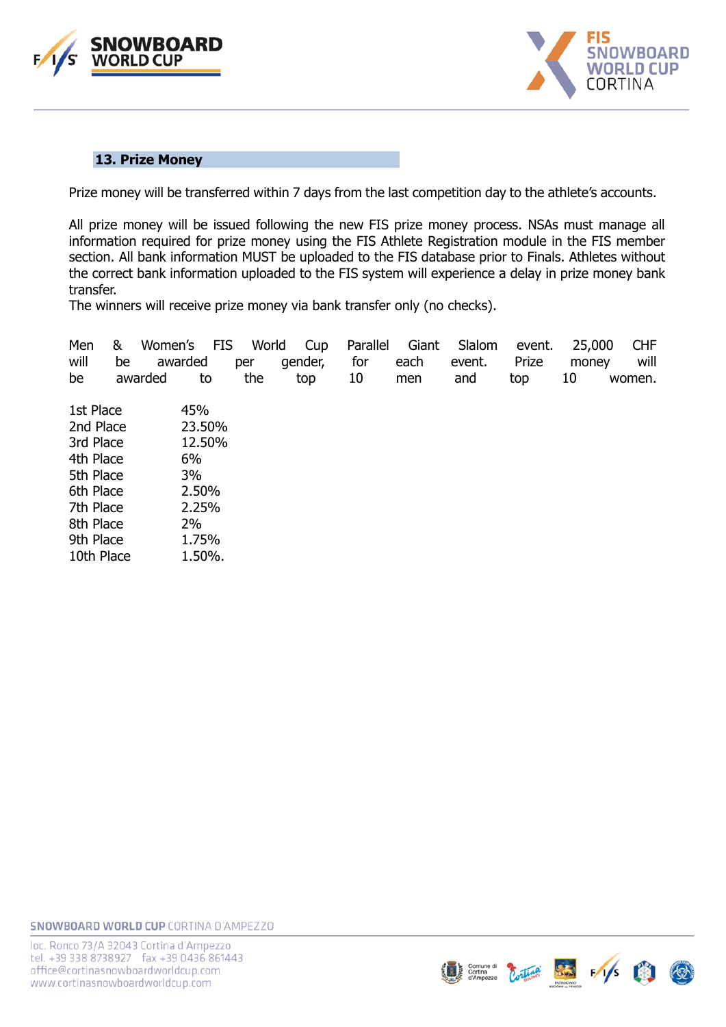## 13. Prize Money

Prize money will be transferred within 7 days from the last competition day to the athlete's accounts.

All prize money will be issued following the new FIS prize money process. NSAs must manage all information required for prize money using the FIS Athlete Registration module in the FIS member section. All bank information MUST be uploaded to the FIS database prior to Finals. Athletes without the correct bank information uploaded to the FIS system will experience a delay in prize money bank transfer.
The winners will receive prize money via bank transfer only (no checks).

Men & Women's FIS World Cup Parallel Giant Slalom event. 25,000 CHF will be awarded per gender, for each event. Prize money will be awarded to the top 10 men and top 10 women.

| | |
|---|---|
| 1st Place | 45% |
| 2nd Place | 23.50% |
| 3rd Place | 12.50% |
| 4th Place | 6% |
| 5th Place | 3% |
| 6th Place | 2.50% |
| 7th Place | 2.25% |
| 8th Place | 2% |
| 9th Place | 1.75% |
| 10th Place | 1.50%. |